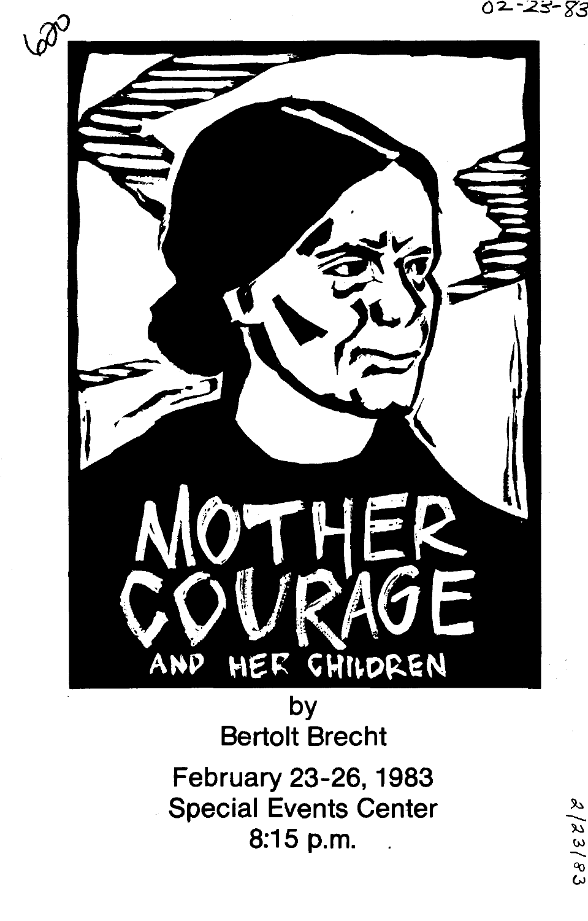# MOTHER COURAGE

## AND HER CHILDREN

by
Bertolt Brecht

February 23-26, 1983
Special Events Center
8:15 p.m.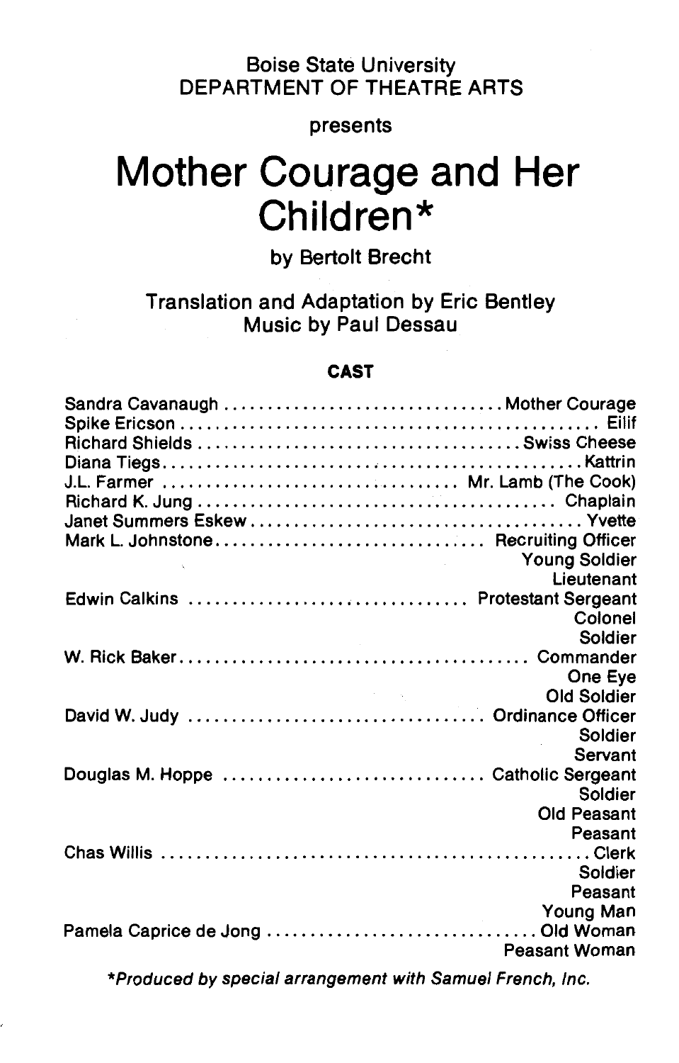Boise State University
DEPARTMENT OF THEATRE ARTS

presents

# Mother Courage and Her Children*

by Bertolt Brecht

Translation and Adaptation by Eric Bentley
Music by Paul Dessau

## CAST

| | |
|---|---|
| Sandra Cavanaugh | Mother Courage |
| Spike Ericson | Eilif |
| Richard Shields | Swiss Cheese |
| Diana Tiegs | Kattrin |
| J.L. Farmer | Mr. Lamb (The Cook) |
| Richard K. Jung | Chaplain |
| Janet Summers Eskew | Yvette |
| Mark L. Johnstone | Recruiting Officer<br>Young Soldier<br>Lieutenant |
| Edwin Calkins | Protestant Sergeant<br>Colonel<br>Soldier |
| W. Rick Baker | Commander<br>One Eye<br>Old Soldier |
| David W. Judy | Ordinance Officer<br>Soldier<br>Servant |
| Douglas M. Hoppe | Catholic Sergeant<br>Soldier<br>Old Peasant<br>Peasant |
| Chas Willis | Clerk<br>Soldier<br>Peasant<br>Young Man |
| Pamela Caprice de Jong | Old Woman<br>Peasant Woman |

*\*Produced by special arrangement with Samuel French, Inc.*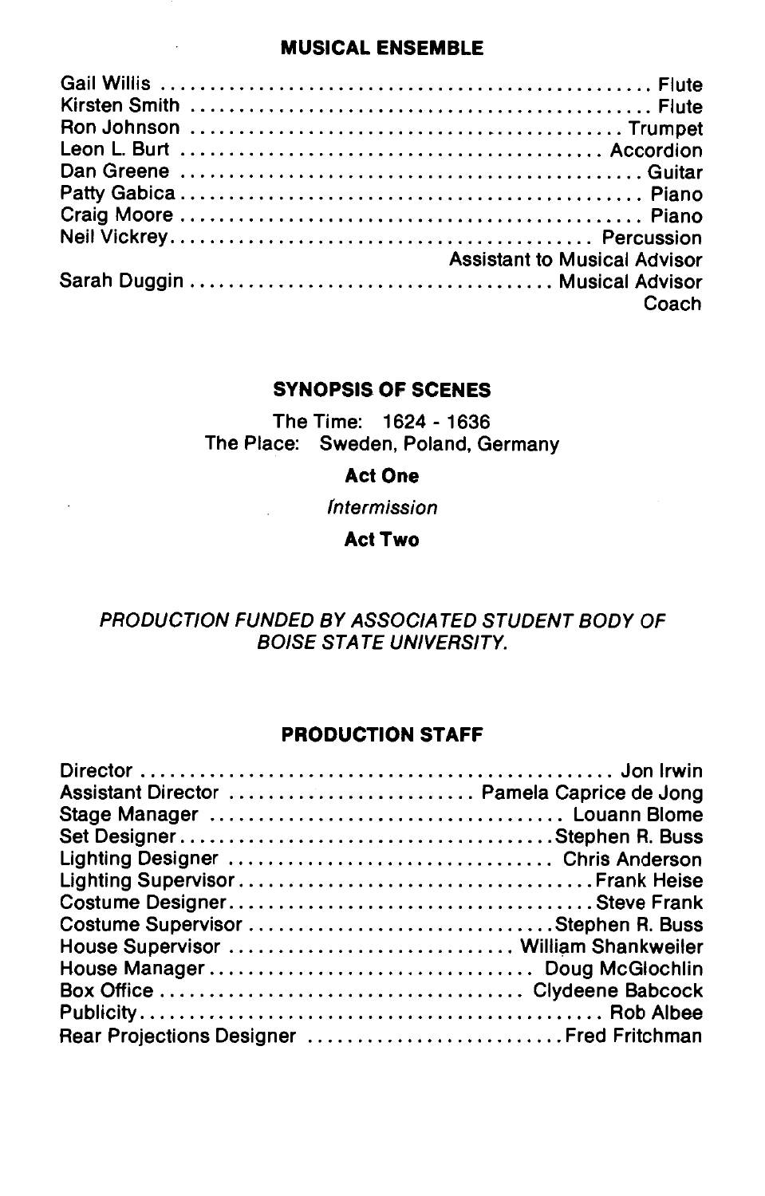## MUSICAL ENSEMBLE

| | |
|---|---|
| Gail Willis | Flute |
| Kirsten Smith | Flute |
| Ron Johnson | Trumpet |
| Leon L. Burt | Accordion |
| Dan Greene | Guitar |
| Patty Gabica | Piano |
| Craig Moore | Piano |
| Neil Vickrey | Percussion<br>Assistant to Musical Advisor |
| Sarah Duggin | Musical Advisor<br>Coach |

## SYNOPSIS OF SCENES

The Time: 1624 - 1636
The Place: Sweden, Poland, Germany

**Act One**

*Intermission*

**Act Two**

*PRODUCTION FUNDED BY ASSOCIATED STUDENT BODY OF BOISE STATE UNIVERSITY.*

## PRODUCTION STAFF

| | |
|---|---|
| Director | Jon Irwin |
| Assistant Director | Pamela Caprice de Jong |
| Stage Manager | Louann Blome |
| Set Designer | Stephen R. Buss |
| Lighting Designer | Chris Anderson |
| Lighting Supervisor | Frank Heise |
| Costume Designer | Steve Frank |
| Costume Supervisor | Stephen R. Buss |
| House Supervisor | William Shankweiler |
| House Manager | Doug McGlochlin |
| Box Office | Clydeene Babcock |
| Publicity | Rob Albee |
| Rear Projections Designer | Fred Fritchman |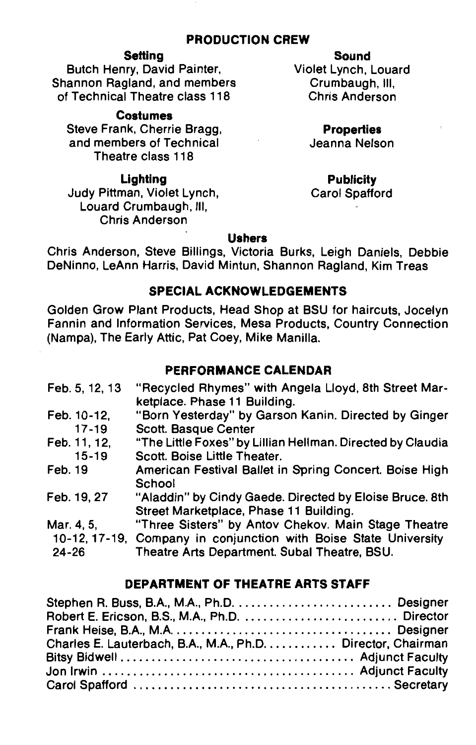## PRODUCTION CREW

**Setting**
Butch Henry, David Painter, Shannon Ragland, and members of Technical Theatre class 118

**Costumes**
Steve Frank, Cherrie Bragg, and members of Technical Theatre class 118

**Lighting**
Judy Pittman, Violet Lynch, Louard Crumbaugh, III, Chris Anderson

**Sound**
Violet Lynch, Louard Crumbaugh, III, Chris Anderson

**Properties**
Jeanna Nelson

**Publicity**
Carol Spafford

**Ushers**
Chris Anderson, Steve Billings, Victoria Burks, Leigh Daniels, Debbie DeNinno, LeAnn Harris, David Mintun, Shannon Ragland, Kim Treas

## SPECIAL ACKNOWLEDGEMENTS

Golden Grow Plant Products, Head Shop at BSU for haircuts, Jocelyn Fannin and Information Services, Mesa Products, Country Connection (Nampa), The Early Attic, Pat Coey, Mike Manilla.

## PERFORMANCE CALENDAR

| | |
|---|---|
| Feb. 5, 12, 13 | "Recycled Rhymes" with Angela Lloyd, 8th Street Marketplace. Phase 11 Building. |
| Feb. 10-12, 17-19 | "Born Yesterday" by Garson Kanin. Directed by Ginger Scott. Basque Center |
| Feb. 11, 12, 15-19 | "The Little Foxes" by Lillian Hellman. Directed by Claudia Scott. Boise Little Theater. |
| Feb. 19 | American Festival Ballet in Spring Concert. Boise High School |
| Feb. 19, 27 | "Aladdin" by Cindy Gaede. Directed by Eloise Bruce. 8th Street Marketplace, Phase 11 Building. |
| Mar. 4, 5, 10-12, 17-19, 24-26 | "Three Sisters" by Antov Chekov. Main Stage Theatre Company in conjunction with Boise State University Theatre Arts Department. Subal Theatre, BSU. |

## DEPARTMENT OF THEATRE ARTS STAFF

| | |
|---|---|
| Stephen R. Buss, B.A., M.A., Ph.D. | Designer |
| Robert E. Ericson, B.S., M.A., Ph.D. | Director |
| Frank Heise, B.A., M.A. | Designer |
| Charles E. Lauterbach, B.A., M.A., Ph.D. | Director, Chairman |
| Bitsy Bidwell | Adjunct Faculty |
| Jon Irwin | Adjunct Faculty |
| Carol Spafford | Secretary |